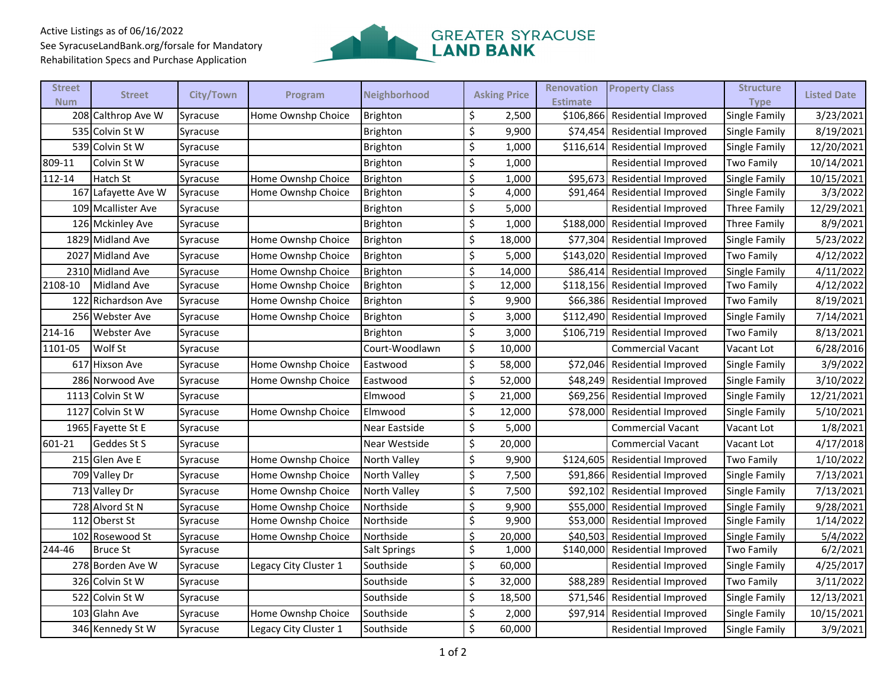Active Listings as of 06/16/2022
See SyracuseLandBank.org/forsale for Mandatory Rehabilitation Specs and Purchase Application

**GREATER SYRACUSE LAND BANK**

| Street Num | Street | City/Town | Program | Neighborhood | Asking Price | Renovation Estimate | Property Class | Structure Type | Listed Date |
|---|---|---|---|---|---|---|---|---|---|
| 208 | Calthrop Ave W | Syracuse | Home Ownshp Choice | Brighton | $ 2,500 | $106,866 | Residential Improved | Single Family | 3/23/2021 |
| 535 | Colvin St W | Syracuse | Home Ownshp Choice | Brighton | $ 9,900 | $74,454 | Residential Improved | Single Family | 8/19/2021 |
| 539 | Colvin St W | Syracuse | | Brighton | $ 1,000 | $116,614 | Residential Improved | Single Family | 12/20/2021 |
| 809-11 | Colvin St W | Syracuse | | Brighton | $ 1,000 | | Residential Improved | Two Family | 10/14/2021 |
| 112-14 | Hatch St | Syracuse | Home Ownshp Choice | Brighton | $ 1,000 | $95,673 | Residential Improved | Single Family | 10/15/2021 |
| 167 | Lafayette Ave W | Syracuse | Home Ownshp Choice | Brighton | $ 4,000 | $91,464 | Residential Improved | Single Family | 3/3/2022 |
| 109 | Mcallister Ave | Syracuse | | Brighton | $ 5,000 | | Residential Improved | Three Family | 12/29/2021 |
| 126 | Mckinley Ave | Syracuse | | Brighton | $ 1,000 | $188,000 | Residential Improved | Three Family | 8/9/2021 |
| 1829 | Midland Ave | Syracuse | Home Ownshp Choice | Brighton | $ 18,000 | $77,304 | Residential Improved | Single Family | 5/23/2022 |
| 2027 | Midland Ave | Syracuse | Home Ownshp Choice | Brighton | $ 5,000 | $143,020 | Residential Improved | Two Family | 4/12/2022 |
| 2310 | Midland Ave | Syracuse | Home Ownshp Choice | Brighton | $ 14,000 | $86,414 | Residential Improved | Single Family | 4/11/2022 |
| 2108-10 | Midland Ave | Syracuse | Home Ownshp Choice | Brighton | $ 12,000 | $118,156 | Residential Improved | Two Family | 4/12/2022 |
| 122 | Richardson Ave | Syracuse | Home Ownshp Choice | Brighton | $ 9,900 | $66,386 | Residential Improved | Two Family | 8/19/2021 |
| 256 | Webster Ave | Syracuse | Home Ownshp Choice | Brighton | $ 3,000 | $112,490 | Residential Improved | Single Family | 7/14/2021 |
| 214-16 | Webster Ave | Syracuse | | Brighton | $ 3,000 | $106,719 | Residential Improved | Two Family | 8/13/2021 |
| 1101-05 | Wolf St | Syracuse | | Court-Woodlawn | $ 10,000 | | Commercial Vacant | Vacant Lot | 6/28/2016 |
| 617 | Hixson Ave | Syracuse | Home Ownshp Choice | Eastwood | $ 58,000 | $72,046 | Residential Improved | Single Family | 3/9/2022 |
| 286 | Norwood Ave | Syracuse | Home Ownshp Choice | Eastwood | $ 52,000 | $48,249 | Residential Improved | Single Family | 3/10/2022 |
| 1113 | Colvin St W | Syracuse | | Elmwood | $ 21,000 | $69,256 | Residential Improved | Single Family | 12/21/2021 |
| 1127 | Colvin St W | Syracuse | Home Ownshp Choice | Elmwood | $ 12,000 | $78,000 | Residential Improved | Single Family | 5/10/2021 |
| 1965 | Fayette St E | Syracuse | | Near Eastside | $ 5,000 | | Commercial Vacant | Vacant Lot | 1/8/2021 |
| 601-21 | Geddes St S | Syracuse | | Near Westside | $ 20,000 | | Commercial Vacant | Vacant Lot | 4/17/2018 |
| 215 | Glen Ave E | Syracuse | Home Ownshp Choice | North Valley | $ 9,900 | $124,605 | Residential Improved | Two Family | 1/10/2022 |
| 709 | Valley Dr | Syracuse | Home Ownshp Choice | North Valley | $ 7,500 | $91,866 | Residential Improved | Single Family | 7/13/2021 |
| 713 | Valley Dr | Syracuse | Home Ownshp Choice | North Valley | $ 7,500 | $92,102 | Residential Improved | Single Family | 7/13/2021 |
| 728 | Alvord St N | Syracuse | Home Ownshp Choice | Northside | $ 9,900 | $55,000 | Residential Improved | Single Family | 9/28/2021 |
| 112 | Oberst St | Syracuse | Home Ownshp Choice | Northside | $ 9,900 | $53,000 | Residential Improved | Single Family | 1/14/2022 |
| 102 | Rosewood St | Syracuse | Home Ownshp Choice | Northside | $ 20,000 | $40,503 | Residential Improved | Single Family | 5/4/2022 |
| 244-46 | Bruce St | Syracuse | | Salt Springs | $ 1,000 | $140,000 | Residential Improved | Two Family | 6/2/2021 |
| 278 | Borden Ave W | Syracuse | Legacy City Cluster 1 | Southside | $ 60,000 | | Residential Improved | Single Family | 4/25/2017 |
| 326 | Colvin St W | Syracuse | | Southside | $ 32,000 | $88,289 | Residential Improved | Two Family | 3/11/2022 |
| 522 | Colvin St W | Syracuse | | Southside | $ 18,500 | $71,546 | Residential Improved | Single Family | 12/13/2021 |
| 103 | Glahn Ave | Syracuse | Home Ownshp Choice | Southside | $ 2,000 | $97,914 | Residential Improved | Single Family | 10/15/2021 |
| 346 | Kennedy St W | Syracuse | Legacy City Cluster 1 | Southside | $ 60,000 | | Residential Improved | Single Family | 3/9/2021 |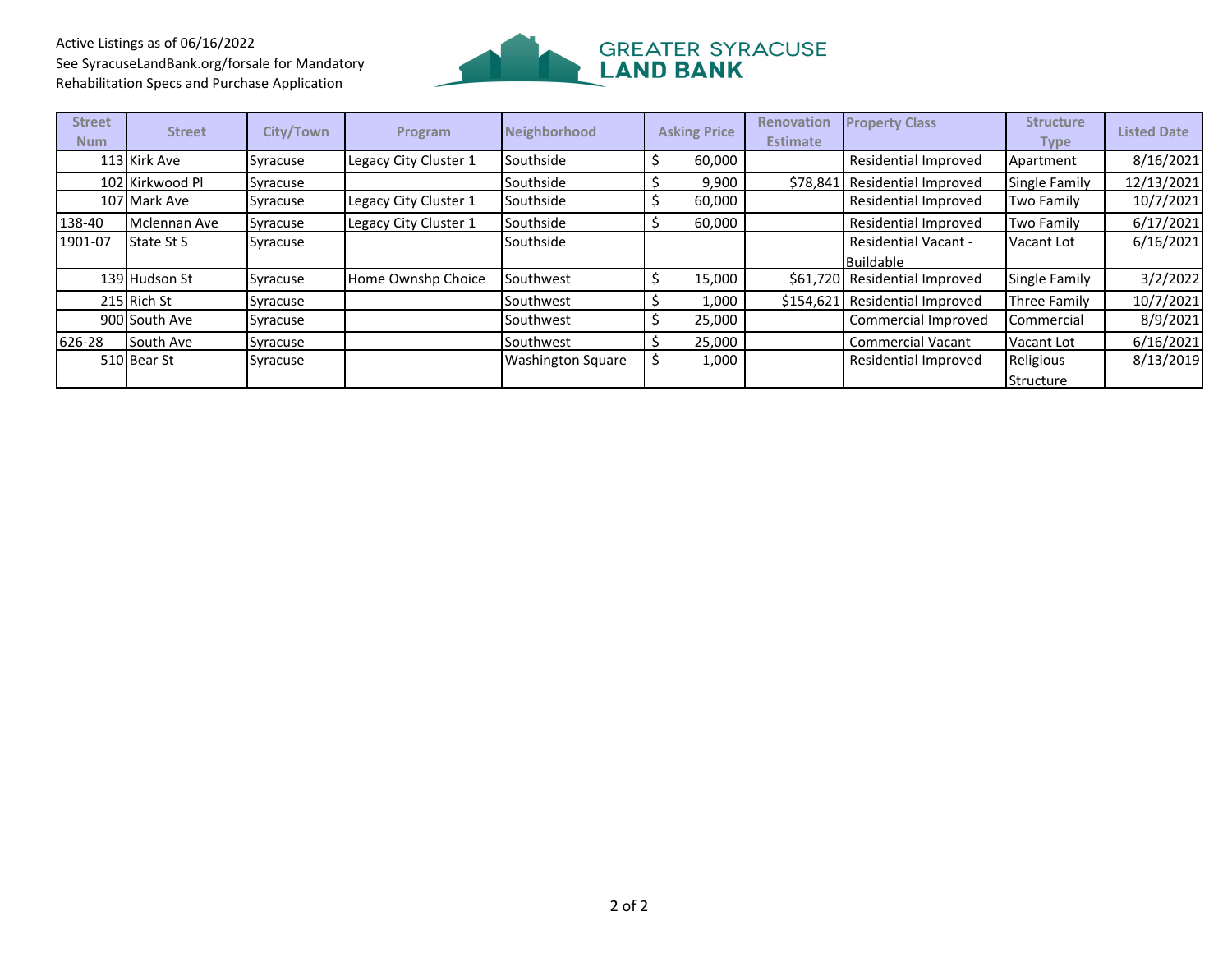Active Listings as of 06/16/2022
See SyracuseLandBank.org/forsale for Mandatory Rehabilitation Specs and Purchase Application

GREATER SYRACUSE **LAND BANK**

| Street Num | Street | City/Town | Program | Neighborhood | Asking Price | Renovation Estimate | Property Class | Structure Type | Listed Date |
|---|---|---|---|---|---|---|---|---|---|
| 113 | Kirk Ave | Syracuse | Legacy City Cluster 1 | Southside | $ 60,000 | | Residential Improved | Apartment | 8/16/2021 |
| 102 | Kirkwood Pl | Syracuse | | Southside | $ 9,900 | $78,841 | Residential Improved | Single Family | 12/13/2021 |
| 107 | Mark Ave | Syracuse | Legacy City Cluster 1 | Southside | $ 60,000 | | Residential Improved | Two Family | 10/7/2021 |
| 138-40 | Mclennan Ave | Syracuse | Legacy City Cluster 1 | Southside | $ 60,000 | | Residential Improved | Two Family | 6/17/2021 |
| 1901-07 | State St S | Syracuse | | Southside | | | Residential Vacant - Buildable | Vacant Lot | 6/16/2021 |
| 139 | Hudson St | Syracuse | Home Ownshp Choice | Southwest | $ 15,000 | $61,720 | Residential Improved | Single Family | 3/2/2022 |
| 215 | Rich St | Syracuse | | Southwest | $ 1,000 | $154,621 | Residential Improved | Three Family | 10/7/2021 |
| 900 | South Ave | Syracuse | | Southwest | $ 25,000 | | Commercial Improved | Commercial | 8/9/2021 |
| 626-28 | South Ave | Syracuse | | Southwest | $ 25,000 | | Commercial Vacant | Vacant Lot | 6/16/2021 |
| 510 | Bear St | Syracuse | | Washington Square | $ 1,000 | | Residential Improved | Religious Structure | 8/13/2019 |